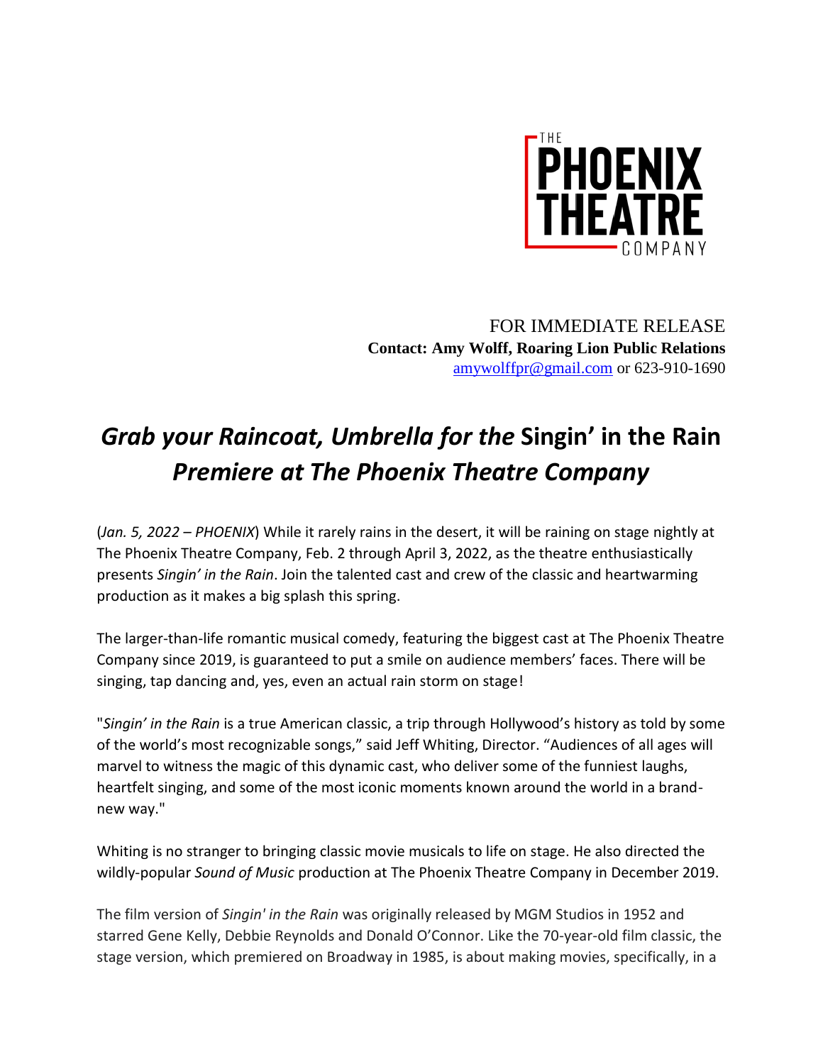THE PHOENIX THEATRE COMPANY

FOR IMMEDIATE RELEASE
**Contact: Amy Wolff, Roaring Lion Public Relations**
amywolffpr@gmail.com or 623-910-1690

# *Grab your Raincoat, Umbrella for the* Singin' in the Rain *Premiere at The Phoenix Theatre Company*

(*Jan. 5, 2022 – PHOENIX*) While it rarely rains in the desert, it will be raining on stage nightly at The Phoenix Theatre Company, Feb. 2 through April 3, 2022, as the theatre enthusiastically presents *Singin' in the Rain*. Join the talented cast and crew of the classic and heartwarming production as it makes a big splash this spring.

The larger-than-life romantic musical comedy, featuring the biggest cast at The Phoenix Theatre Company since 2019, is guaranteed to put a smile on audience members' faces. There will be singing, tap dancing and, yes, even an actual rain storm on stage!

"*Singin' in the Rain* is a true American classic, a trip through Hollywood's history as told by some of the world's most recognizable songs," said Jeff Whiting, Director. "Audiences of all ages will marvel to witness the magic of this dynamic cast, who deliver some of the funniest laughs, heartfelt singing, and some of the most iconic moments known around the world in a brand-new way."

Whiting is no stranger to bringing classic movie musicals to life on stage. He also directed the wildly-popular *Sound of Music* production at The Phoenix Theatre Company in December 2019.

The film version of *Singin' in the Rain* was originally released by MGM Studios in 1952 and starred Gene Kelly, Debbie Reynolds and Donald O'Connor. Like the 70-year-old film classic, the stage version, which premiered on Broadway in 1985, is about making movies, specifically, in a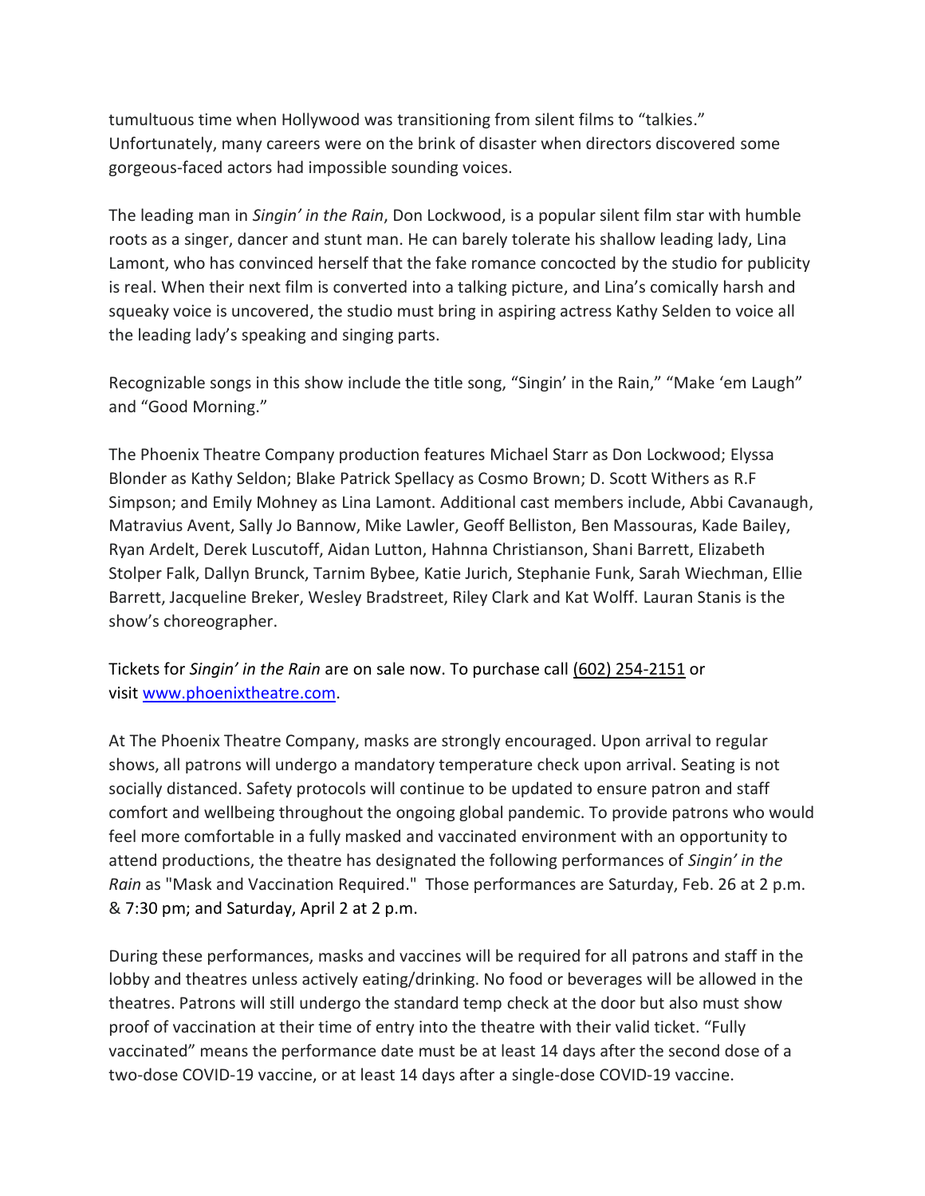tumultuous time when Hollywood was transitioning from silent films to "talkies." Unfortunately, many careers were on the brink of disaster when directors discovered some gorgeous-faced actors had impossible sounding voices.

The leading man in *Singin' in the Rain*, Don Lockwood, is a popular silent film star with humble roots as a singer, dancer and stunt man. He can barely tolerate his shallow leading lady, Lina Lamont, who has convinced herself that the fake romance concocted by the studio for publicity is real. When their next film is converted into a talking picture, and Lina's comically harsh and squeaky voice is uncovered, the studio must bring in aspiring actress Kathy Selden to voice all the leading lady's speaking and singing parts.

Recognizable songs in this show include the title song, "Singin' in the Rain," "Make 'em Laugh" and "Good Morning."

The Phoenix Theatre Company production features Michael Starr as Don Lockwood; Elyssa Blonder as Kathy Seldon; Blake Patrick Spellacy as Cosmo Brown; D. Scott Withers as R.F Simpson; and Emily Mohney as Lina Lamont. Additional cast members include, Abbi Cavanaugh, Matravius Avent, Sally Jo Bannow, Mike Lawler, Geoff Belliston, Ben Massouras, Kade Bailey, Ryan Ardelt, Derek Luscutoff, Aidan Lutton, Hahnna Christianson, Shani Barrett, Elizabeth Stolper Falk, Dallyn Brunck, Tarnim Bybee, Katie Jurich, Stephanie Funk, Sarah Wiechman, Ellie Barrett, Jacqueline Breker, Wesley Bradstreet, Riley Clark and Kat Wolff. Lauran Stanis is the show's choreographer.

Tickets for *Singin' in the Rain* are on sale now. To purchase call (602) 254-2151 or visit [www.phoenixtheatre.com](www.phoenixtheatre.com).

At The Phoenix Theatre Company, masks are strongly encouraged. Upon arrival to regular shows, all patrons will undergo a mandatory temperature check upon arrival. Seating is not socially distanced. Safety protocols will continue to be updated to ensure patron and staff comfort and wellbeing throughout the ongoing global pandemic. To provide patrons who would feel more comfortable in a fully masked and vaccinated environment with an opportunity to attend productions, the theatre has designated the following performances of *Singin' in the Rain* as "Mask and Vaccination Required." Those performances are Saturday, Feb. 26 at 2 p.m. & 7:30 pm; and Saturday, April 2 at 2 p.m.

During these performances, masks and vaccines will be required for all patrons and staff in the lobby and theatres unless actively eating/drinking. No food or beverages will be allowed in the theatres. Patrons will still undergo the standard temp check at the door but also must show proof of vaccination at their time of entry into the theatre with their valid ticket. "Fully vaccinated" means the performance date must be at least 14 days after the second dose of a two-dose COVID-19 vaccine, or at least 14 days after a single-dose COVID-19 vaccine.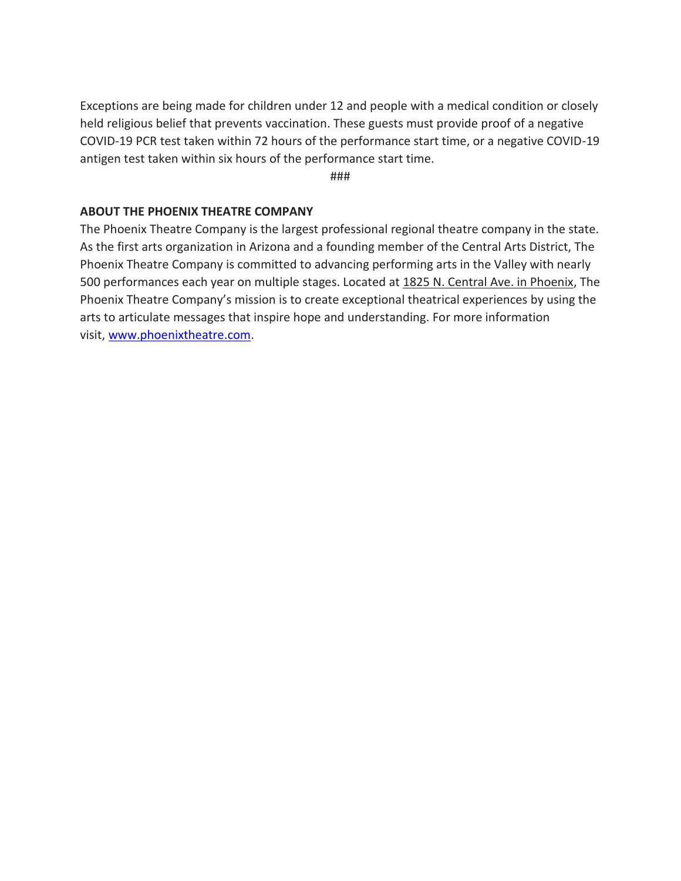Exceptions are being made for children under 12 and people with a medical condition or closely held religious belief that prevents vaccination. These guests must provide proof of a negative COVID-19 PCR test taken within 72 hours of the performance start time, or a negative COVID-19 antigen test taken within six hours of the performance start time.

###

**ABOUT THE PHOENIX THEATRE COMPANY**

The Phoenix Theatre Company is the largest professional regional theatre company in the state. As the first arts organization in Arizona and a founding member of the Central Arts District, The Phoenix Theatre Company is committed to advancing performing arts in the Valley with nearly 500 performances each year on multiple stages. Located at 1825 N. Central Ave. in Phoenix, The Phoenix Theatre Company's mission is to create exceptional theatrical experiences by using the arts to articulate messages that inspire hope and understanding. For more information visit, [www.phoenixtheatre.com](http://www.phoenixtheatre.com).